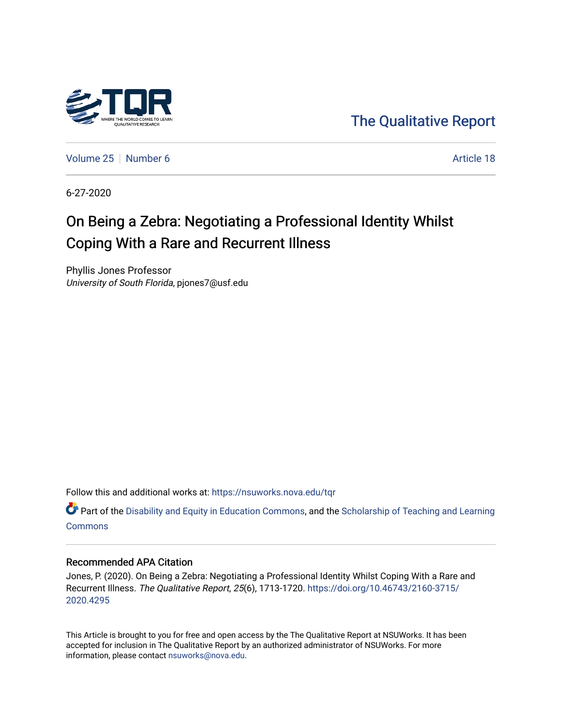The Qualitative Report

Volume 25 | Number 6 | Article 18

6-27-2020

# On Being a Zebra: Negotiating a Professional Identity Whilst Coping With a Rare and Recurrent Illness

Phyllis Jones Professor
*University of South Florida*, pjones7@usf.edu

Follow this and additional works at: https://nsuworks.nova.edu/tqr

Part of the Disability and Equity in Education Commons, and the Scholarship of Teaching and Learning Commons

## Recommended APA Citation

Jones, P. (2020). On Being a Zebra: Negotiating a Professional Identity Whilst Coping With a Rare and Recurrent Illness. *The Qualitative Report*, *25*(6), 1713-1720. https://doi.org/10.46743/2160-3715/2020.4295

This Article is brought to you for free and open access by the The Qualitative Report at NSUWorks. It has been accepted for inclusion in The Qualitative Report by an authorized administrator of NSUWorks. For more information, please contact nsuworks@nova.edu.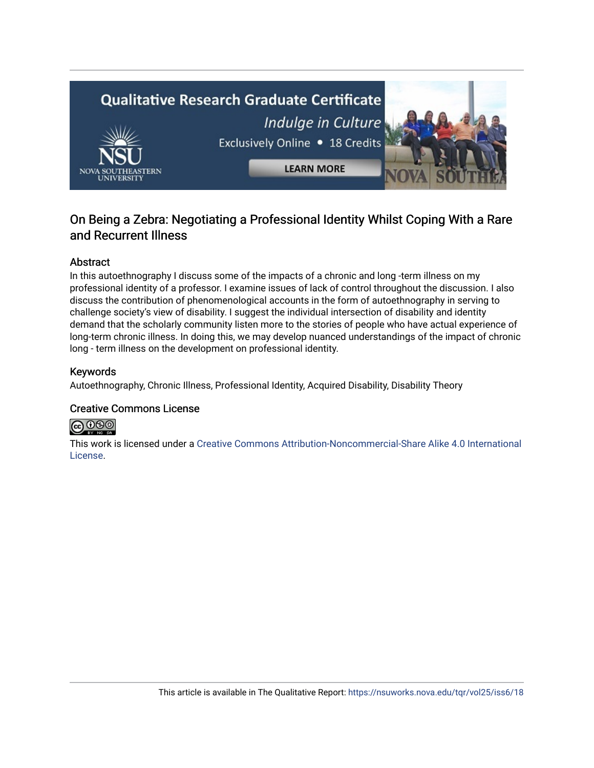On Being a Zebra: Negotiating a Professional Identity Whilst Coping With a Rare and Recurrent Illness

## Abstract

In this autoethnography I discuss some of the impacts of a chronic and long -term illness on my professional identity of a professor. I examine issues of lack of control throughout the discussion. I also discuss the contribution of phenomenological accounts in the form of autoethnography in serving to challenge society's view of disability. I suggest the individual intersection of disability and identity demand that the scholarly community listen more to the stories of people who have actual experience of long-term chronic illness. In doing this, we may develop nuanced understandings of the impact of chronic long - term illness on the development on professional identity.

## Keywords

Autoethnography, Chronic Illness, Professional Identity, Acquired Disability, Disability Theory

## Creative Commons License

This work is licensed under a Creative Commons Attribution-Noncommercial-Share Alike 4.0 International License.

This article is available in The Qualitative Report: https://nsuworks.nova.edu/tqr/vol25/iss6/18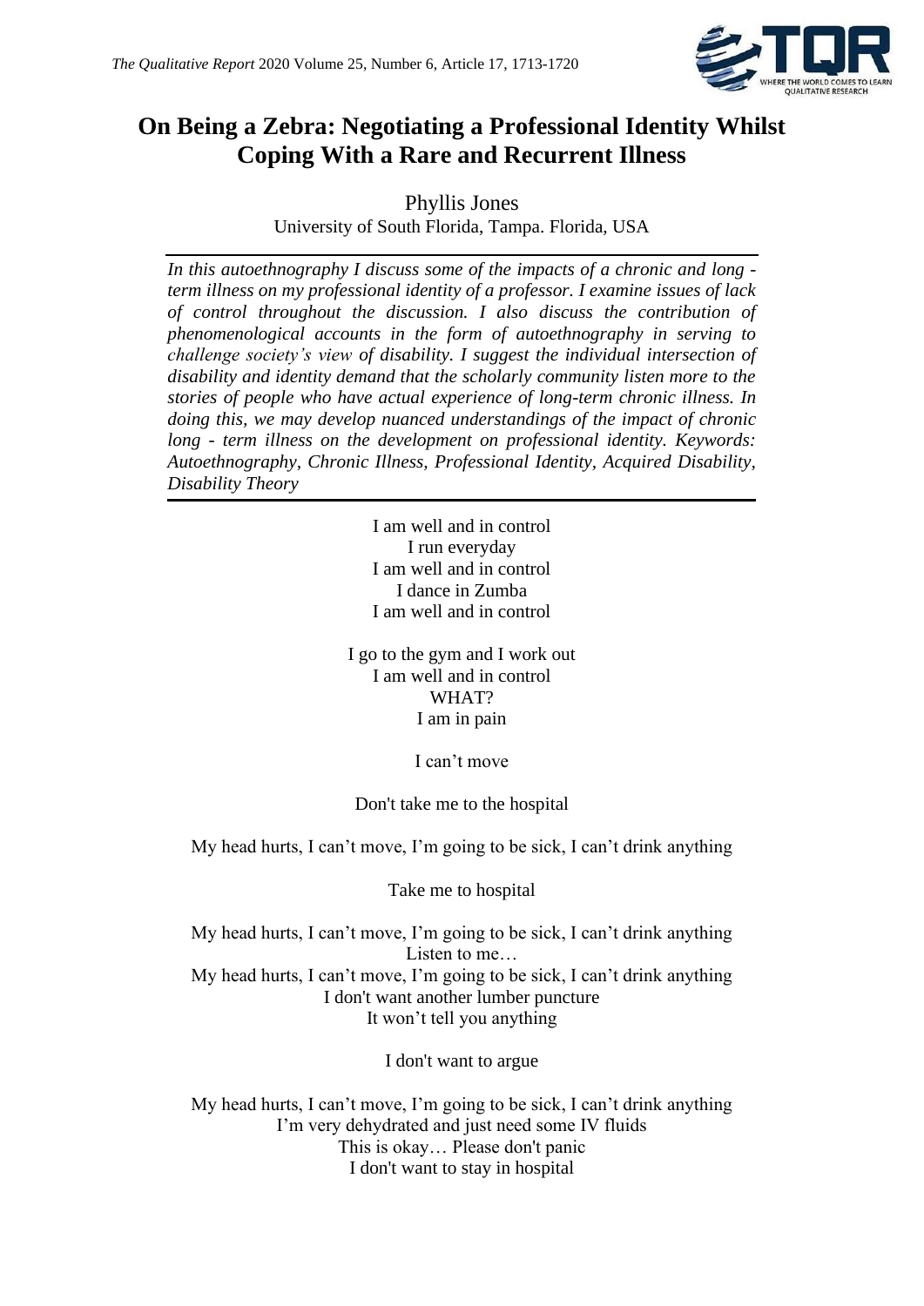# On Being a Zebra: Negotiating a Professional Identity Whilst Coping With a Rare and Recurrent Illness

Phyllis Jones

University of South Florida, Tampa. Florida, USA

*In this autoethnography I discuss some of the impacts of a chronic and long - term illness on my professional identity of a professor. I examine issues of lack of control throughout the discussion. I also discuss the contribution of phenomenological accounts in the form of autoethnography in serving to challenge society's view of disability. I suggest the individual intersection of disability and identity demand that the scholarly community listen more to the stories of people who have actual experience of long-term chronic illness. In doing this, we may develop nuanced understandings of the impact of chronic long - term illness on the development on professional identity. Keywords: Autoethnography, Chronic Illness, Professional Identity, Acquired Disability, Disability Theory*

---

I am well and in control
I run everyday
I am well and in control
I dance in Zumba
I am well and in control

I go to the gym and I work out
I am well and in control
WHAT?
I am in pain

I can't move

Don't take me to the hospital

My head hurts, I can't move, I'm going to be sick, I can't drink anything

Take me to hospital

My head hurts, I can't move, I'm going to be sick, I can't drink anything
Listen to me…
My head hurts, I can't move, I'm going to be sick, I can't drink anything
I don't want another lumber puncture
It won't tell you anything

I don't want to argue

My head hurts, I can't move, I'm going to be sick, I can't drink anything
I'm very dehydrated and just need some IV fluids
This is okay… Please don't panic
I don't want to stay in hospital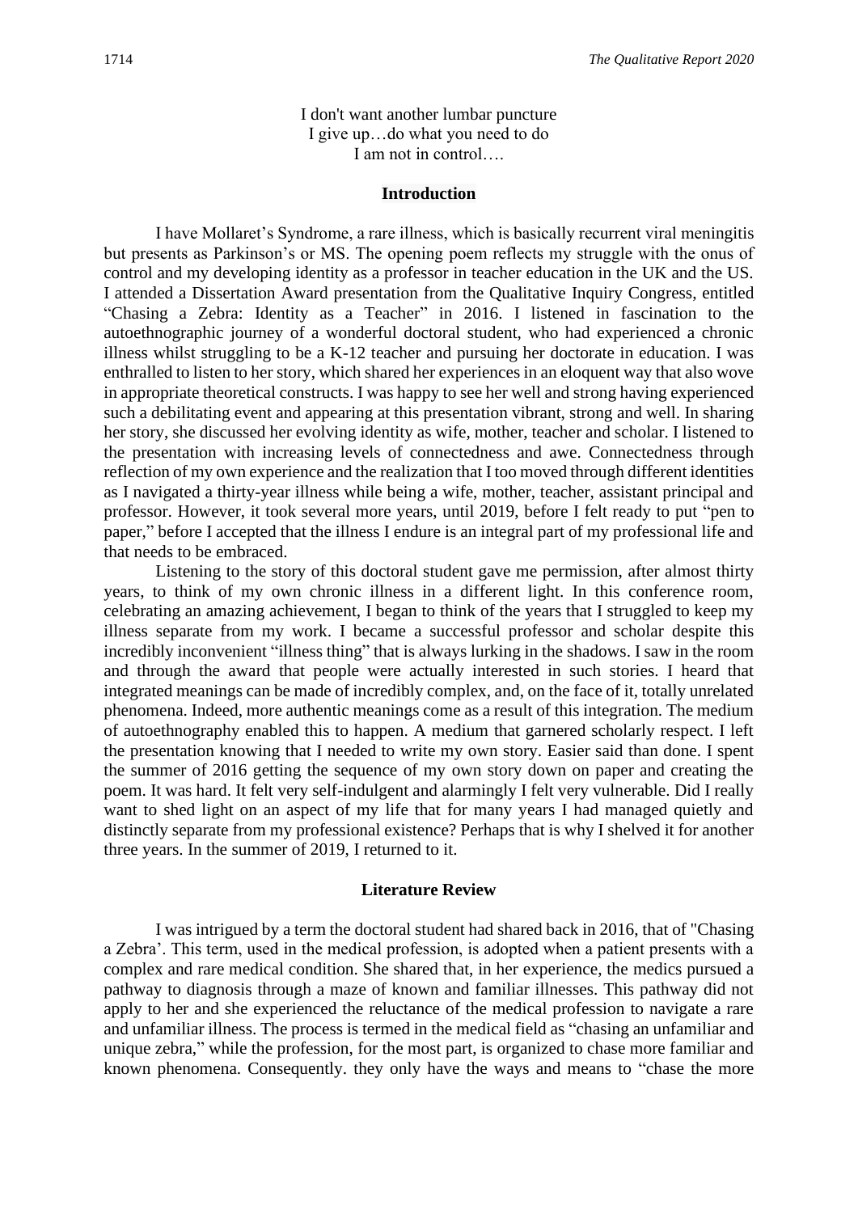I don't want another lumbar puncture  
I give up…do what you need to do  
I am not in control….

## Introduction

I have Mollaret's Syndrome, a rare illness, which is basically recurrent viral meningitis but presents as Parkinson's or MS. The opening poem reflects my struggle with the onus of control and my developing identity as a professor in teacher education in the UK and the US. I attended a Dissertation Award presentation from the Qualitative Inquiry Congress, entitled "Chasing a Zebra: Identity as a Teacher" in 2016. I listened in fascination to the autoethnographic journey of a wonderful doctoral student, who had experienced a chronic illness whilst struggling to be a K-12 teacher and pursuing her doctorate in education. I was enthralled to listen to her story, which shared her experiences in an eloquent way that also wove in appropriate theoretical constructs. I was happy to see her well and strong having experienced such a debilitating event and appearing at this presentation vibrant, strong and well. In sharing her story, she discussed her evolving identity as wife, mother, teacher and scholar. I listened to the presentation with increasing levels of connectedness and awe. Connectedness through reflection of my own experience and the realization that I too moved through different identities as I navigated a thirty-year illness while being a wife, mother, teacher, assistant principal and professor. However, it took several more years, until 2019, before I felt ready to put "pen to paper," before I accepted that the illness I endure is an integral part of my professional life and that needs to be embraced.

Listening to the story of this doctoral student gave me permission, after almost thirty years, to think of my own chronic illness in a different light. In this conference room, celebrating an amazing achievement, I began to think of the years that I struggled to keep my illness separate from my work. I became a successful professor and scholar despite this incredibly inconvenient "illness thing" that is always lurking in the shadows. I saw in the room and through the award that people were actually interested in such stories. I heard that integrated meanings can be made of incredibly complex, and, on the face of it, totally unrelated phenomena. Indeed, more authentic meanings come as a result of this integration. The medium of autoethnography enabled this to happen. A medium that garnered scholarly respect. I left the presentation knowing that I needed to write my own story. Easier said than done. I spent the summer of 2016 getting the sequence of my own story down on paper and creating the poem. It was hard. It felt very self-indulgent and alarmingly I felt very vulnerable. Did I really want to shed light on an aspect of my life that for many years I had managed quietly and distinctly separate from my professional existence? Perhaps that is why I shelved it for another three years. In the summer of 2019, I returned to it.

## Literature Review

I was intrigued by a term the doctoral student had shared back in 2016, that of "Chasing a Zebra'. This term, used in the medical profession, is adopted when a patient presents with a complex and rare medical condition. She shared that, in her experience, the medics pursued a pathway to diagnosis through a maze of known and familiar illnesses. This pathway did not apply to her and she experienced the reluctance of the medical profession to navigate a rare and unfamiliar illness. The process is termed in the medical field as "chasing an unfamiliar and unique zebra," while the profession, for the most part, is organized to chase more familiar and known phenomena. Consequently. they only have the ways and means to "chase the more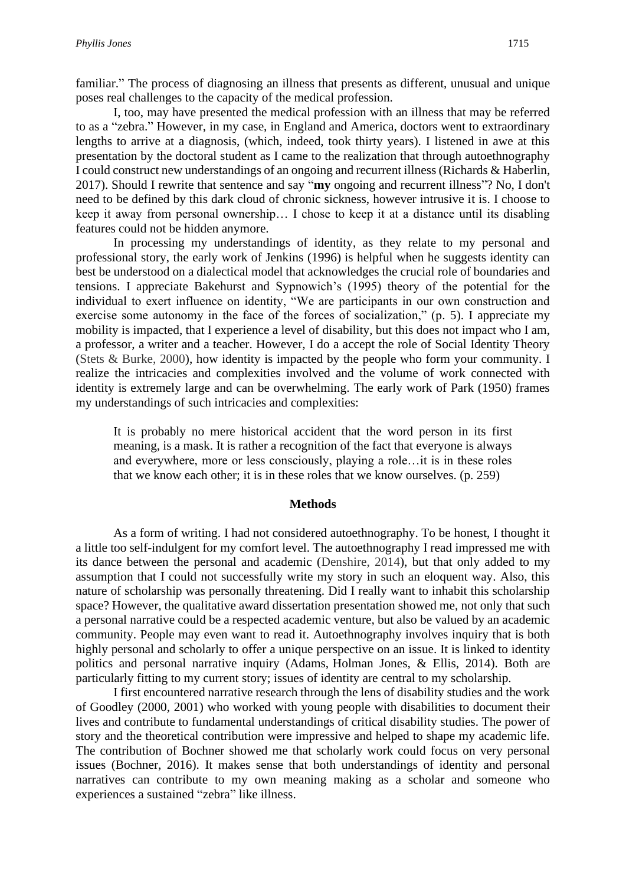familiar." The process of diagnosing an illness that presents as different, unusual and unique poses real challenges to the capacity of the medical profession.

I, too, may have presented the medical profession with an illness that may be referred to as a "zebra." However, in my case, in England and America, doctors went to extraordinary lengths to arrive at a diagnosis, (which, indeed, took thirty years). I listened in awe at this presentation by the doctoral student as I came to the realization that through autoethnography I could construct new understandings of an ongoing and recurrent illness (Richards & Haberlin, 2017). Should I rewrite that sentence and say "**my** ongoing and recurrent illness"? No, I don't need to be defined by this dark cloud of chronic sickness, however intrusive it is. I choose to keep it away from personal ownership… I chose to keep it at a distance until its disabling features could not be hidden anymore.

In processing my understandings of identity, as they relate to my personal and professional story, the early work of Jenkins (1996) is helpful when he suggests identity can best be understood on a dialectical model that acknowledges the crucial role of boundaries and tensions. I appreciate Bakehurst and Sypnowich's (1995) theory of the potential for the individual to exert influence on identity, "We are participants in our own construction and exercise some autonomy in the face of the forces of socialization," (p. 5). I appreciate my mobility is impacted, that I experience a level of disability, but this does not impact who I am, a professor, a writer and a teacher. However, I do a accept the role of Social Identity Theory (Stets & Burke, 2000), how identity is impacted by the people who form your community. I realize the intricacies and complexities involved and the volume of work connected with identity is extremely large and can be overwhelming. The early work of Park (1950) frames my understandings of such intricacies and complexities:

> It is probably no mere historical accident that the word person in its first meaning, is a mask. It is rather a recognition of the fact that everyone is always and everywhere, more or less consciously, playing a role…it is in these roles that we know each other; it is in these roles that we know ourselves. (p. 259)

## Methods

As a form of writing. I had not considered autoethnography. To be honest, I thought it a little too self-indulgent for my comfort level. The autoethnography I read impressed me with its dance between the personal and academic (Denshire, 2014), but that only added to my assumption that I could not successfully write my story in such an eloquent way. Also, this nature of scholarship was personally threatening. Did I really want to inhabit this scholarship space? However, the qualitative award dissertation presentation showed me, not only that such a personal narrative could be a respected academic venture, but also be valued by an academic community. People may even want to read it. Autoethnography involves inquiry that is both highly personal and scholarly to offer a unique perspective on an issue. It is linked to identity politics and personal narrative inquiry (Adams, Holman Jones, & Ellis, 2014). Both are particularly fitting to my current story; issues of identity are central to my scholarship.

I first encountered narrative research through the lens of disability studies and the work of Goodley (2000, 2001) who worked with young people with disabilities to document their lives and contribute to fundamental understandings of critical disability studies. The power of story and the theoretical contribution were impressive and helped to shape my academic life. The contribution of Bochner showed me that scholarly work could focus on very personal issues (Bochner, 2016). It makes sense that both understandings of identity and personal narratives can contribute to my own meaning making as a scholar and someone who experiences a sustained "zebra" like illness.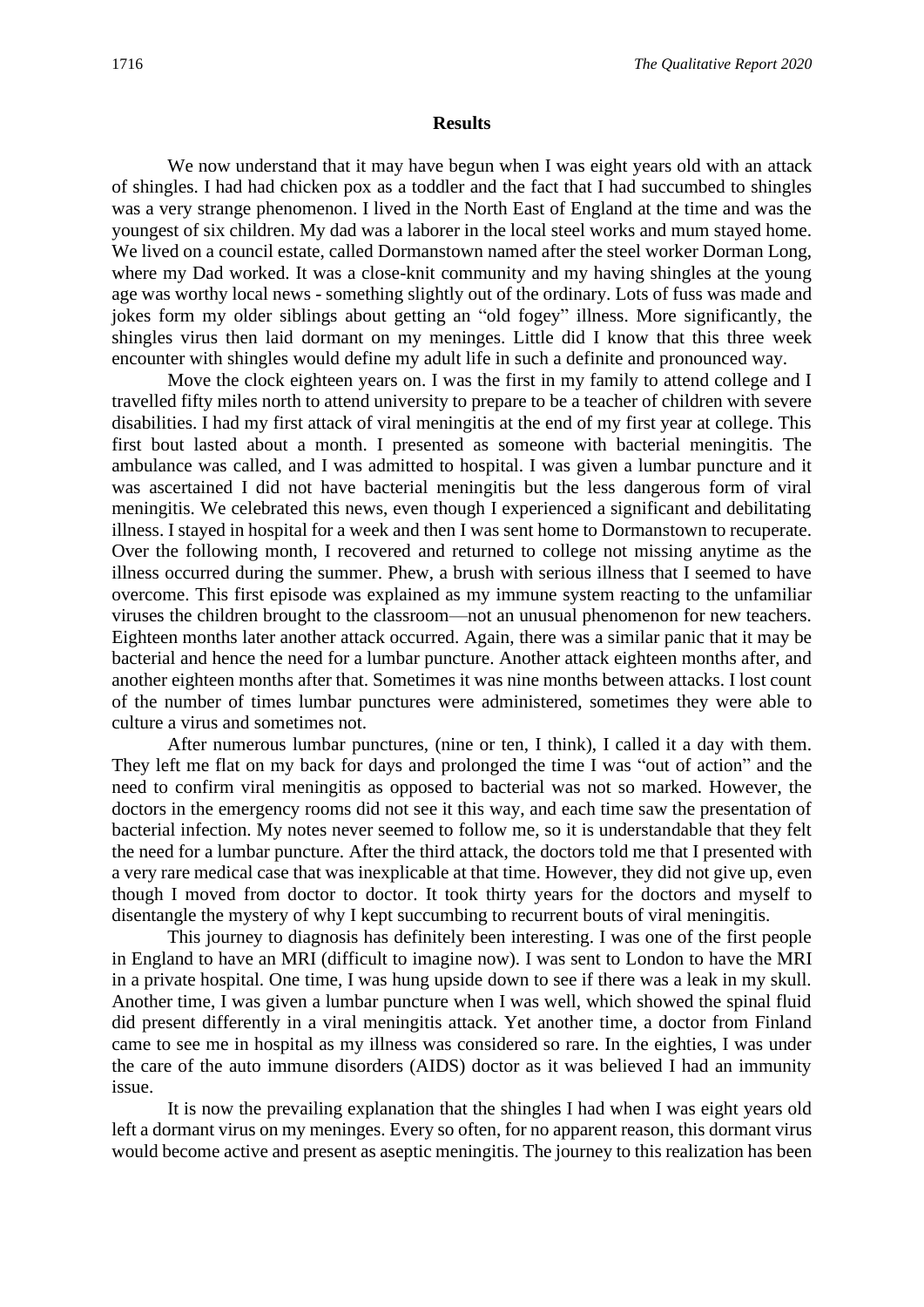## Results

We now understand that it may have begun when I was eight years old with an attack of shingles. I had had chicken pox as a toddler and the fact that I had succumbed to shingles was a very strange phenomenon. I lived in the North East of England at the time and was the youngest of six children. My dad was a laborer in the local steel works and mum stayed home. We lived on a council estate, called Dormanstown named after the steel worker Dorman Long, where my Dad worked. It was a close-knit community and my having shingles at the young age was worthy local news - something slightly out of the ordinary. Lots of fuss was made and jokes form my older siblings about getting an "old fogey" illness. More significantly, the shingles virus then laid dormant on my meninges. Little did I know that this three week encounter with shingles would define my adult life in such a definite and pronounced way.

Move the clock eighteen years on. I was the first in my family to attend college and I travelled fifty miles north to attend university to prepare to be a teacher of children with severe disabilities. I had my first attack of viral meningitis at the end of my first year at college. This first bout lasted about a month. I presented as someone with bacterial meningitis. The ambulance was called, and I was admitted to hospital. I was given a lumbar puncture and it was ascertained I did not have bacterial meningitis but the less dangerous form of viral meningitis. We celebrated this news, even though I experienced a significant and debilitating illness. I stayed in hospital for a week and then I was sent home to Dormanstown to recuperate. Over the following month, I recovered and returned to college not missing anytime as the illness occurred during the summer. Phew, a brush with serious illness that I seemed to have overcome. This first episode was explained as my immune system reacting to the unfamiliar viruses the children brought to the classroom—not an unusual phenomenon for new teachers. Eighteen months later another attack occurred. Again, there was a similar panic that it may be bacterial and hence the need for a lumbar puncture. Another attack eighteen months after, and another eighteen months after that. Sometimes it was nine months between attacks. I lost count of the number of times lumbar punctures were administered, sometimes they were able to culture a virus and sometimes not.

After numerous lumbar punctures, (nine or ten, I think), I called it a day with them. They left me flat on my back for days and prolonged the time I was "out of action" and the need to confirm viral meningitis as opposed to bacterial was not so marked. However, the doctors in the emergency rooms did not see it this way, and each time saw the presentation of bacterial infection. My notes never seemed to follow me, so it is understandable that they felt the need for a lumbar puncture. After the third attack, the doctors told me that I presented with a very rare medical case that was inexplicable at that time. However, they did not give up, even though I moved from doctor to doctor. It took thirty years for the doctors and myself to disentangle the mystery of why I kept succumbing to recurrent bouts of viral meningitis.

This journey to diagnosis has definitely been interesting. I was one of the first people in England to have an MRI (difficult to imagine now). I was sent to London to have the MRI in a private hospital. One time, I was hung upside down to see if there was a leak in my skull. Another time, I was given a lumbar puncture when I was well, which showed the spinal fluid did present differently in a viral meningitis attack. Yet another time, a doctor from Finland came to see me in hospital as my illness was considered so rare. In the eighties, I was under the care of the auto immune disorders (AIDS) doctor as it was believed I had an immunity issue.

It is now the prevailing explanation that the shingles I had when I was eight years old left a dormant virus on my meninges. Every so often, for no apparent reason, this dormant virus would become active and present as aseptic meningitis. The journey to this realization has been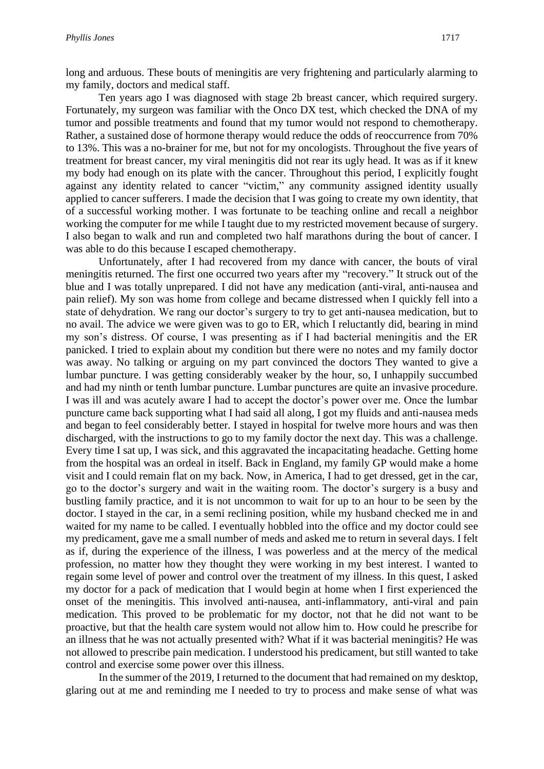long and arduous. These bouts of meningitis are very frightening and particularly alarming to my family, doctors and medical staff.

Ten years ago I was diagnosed with stage 2b breast cancer, which required surgery. Fortunately, my surgeon was familiar with the Onco DX test, which checked the DNA of my tumor and possible treatments and found that my tumor would not respond to chemotherapy. Rather, a sustained dose of hormone therapy would reduce the odds of reoccurrence from 70% to 13%. This was a no-brainer for me, but not for my oncologists. Throughout the five years of treatment for breast cancer, my viral meningitis did not rear its ugly head. It was as if it knew my body had enough on its plate with the cancer. Throughout this period, I explicitly fought against any identity related to cancer "victim," any community assigned identity usually applied to cancer sufferers. I made the decision that I was going to create my own identity, that of a successful working mother. I was fortunate to be teaching online and recall a neighbor working the computer for me while I taught due to my restricted movement because of surgery. I also began to walk and run and completed two half marathons during the bout of cancer. I was able to do this because I escaped chemotherapy.

Unfortunately, after I had recovered from my dance with cancer, the bouts of viral meningitis returned. The first one occurred two years after my "recovery." It struck out of the blue and I was totally unprepared. I did not have any medication (anti-viral, anti-nausea and pain relief). My son was home from college and became distressed when I quickly fell into a state of dehydration. We rang our doctor's surgery to try to get anti-nausea medication, but to no avail. The advice we were given was to go to ER, which I reluctantly did, bearing in mind my son's distress. Of course, I was presenting as if I had bacterial meningitis and the ER panicked. I tried to explain about my condition but there were no notes and my family doctor was away. No talking or arguing on my part convinced the doctors They wanted to give a lumbar puncture. I was getting considerably weaker by the hour, so, I unhappily succumbed and had my ninth or tenth lumbar puncture. Lumbar punctures are quite an invasive procedure. I was ill and was acutely aware I had to accept the doctor's power over me. Once the lumbar puncture came back supporting what I had said all along, I got my fluids and anti-nausea meds and began to feel considerably better. I stayed in hospital for twelve more hours and was then discharged, with the instructions to go to my family doctor the next day. This was a challenge. Every time I sat up, I was sick, and this aggravated the incapacitating headache. Getting home from the hospital was an ordeal in itself. Back in England, my family GP would make a home visit and I could remain flat on my back. Now, in America, I had to get dressed, get in the car, go to the doctor's surgery and wait in the waiting room. The doctor's surgery is a busy and bustling family practice, and it is not uncommon to wait for up to an hour to be seen by the doctor. I stayed in the car, in a semi reclining position, while my husband checked me in and waited for my name to be called. I eventually hobbled into the office and my doctor could see my predicament, gave me a small number of meds and asked me to return in several days. I felt as if, during the experience of the illness, I was powerless and at the mercy of the medical profession, no matter how they thought they were working in my best interest. I wanted to regain some level of power and control over the treatment of my illness. In this quest, I asked my doctor for a pack of medication that I would begin at home when I first experienced the onset of the meningitis. This involved anti-nausea, anti-inflammatory, anti-viral and pain medication. This proved to be problematic for my doctor, not that he did not want to be proactive, but that the health care system would not allow him to. How could he prescribe for an illness that he was not actually presented with? What if it was bacterial meningitis? He was not allowed to prescribe pain medication. I understood his predicament, but still wanted to take control and exercise some power over this illness.

In the summer of the 2019, I returned to the document that had remained on my desktop, glaring out at me and reminding me I needed to try to process and make sense of what was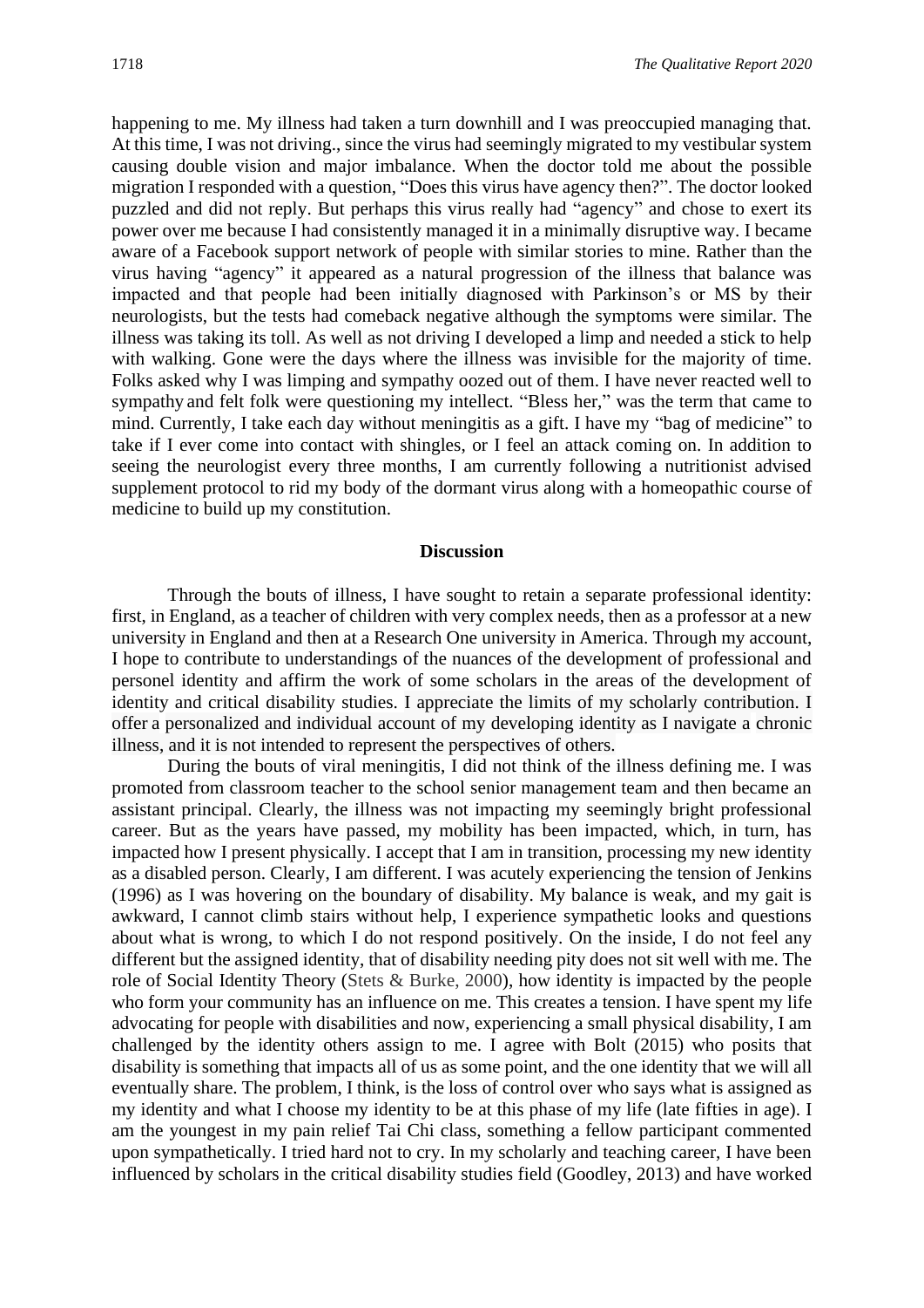happening to me. My illness had taken a turn downhill and I was preoccupied managing that. At this time, I was not driving., since the virus had seemingly migrated to my vestibular system causing double vision and major imbalance. When the doctor told me about the possible migration I responded with a question, "Does this virus have agency then?". The doctor looked puzzled and did not reply. But perhaps this virus really had "agency" and chose to exert its power over me because I had consistently managed it in a minimally disruptive way. I became aware of a Facebook support network of people with similar stories to mine. Rather than the virus having "agency" it appeared as a natural progression of the illness that balance was impacted and that people had been initially diagnosed with Parkinson's or MS by their neurologists, but the tests had comeback negative although the symptoms were similar. The illness was taking its toll. As well as not driving I developed a limp and needed a stick to help with walking. Gone were the days where the illness was invisible for the majority of time. Folks asked why I was limping and sympathy oozed out of them. I have never reacted well to sympathy and felt folk were questioning my intellect. "Bless her," was the term that came to mind. Currently, I take each day without meningitis as a gift. I have my "bag of medicine" to take if I ever come into contact with shingles, or I feel an attack coming on. In addition to seeing the neurologist every three months, I am currently following a nutritionist advised supplement protocol to rid my body of the dormant virus along with a homeopathic course of medicine to build up my constitution.

## Discussion

Through the bouts of illness, I have sought to retain a separate professional identity: first, in England, as a teacher of children with very complex needs, then as a professor at a new university in England and then at a Research One university in America. Through my account, I hope to contribute to understandings of the nuances of the development of professional and personel identity and affirm the work of some scholars in the areas of the development of identity and critical disability studies. I appreciate the limits of my scholarly contribution. I offer a personalized and individual account of my developing identity as I navigate a chronic illness, and it is not intended to represent the perspectives of others.

During the bouts of viral meningitis, I did not think of the illness defining me. I was promoted from classroom teacher to the school senior management team and then became an assistant principal. Clearly, the illness was not impacting my seemingly bright professional career. But as the years have passed, my mobility has been impacted, which, in turn, has impacted how I present physically. I accept that I am in transition, processing my new identity as a disabled person. Clearly, I am different. I was acutely experiencing the tension of Jenkins (1996) as I was hovering on the boundary of disability. My balance is weak, and my gait is awkward, I cannot climb stairs without help, I experience sympathetic looks and questions about what is wrong, to which I do not respond positively. On the inside, I do not feel any different but the assigned identity, that of disability needing pity does not sit well with me. The role of Social Identity Theory (Stets & Burke, 2000), how identity is impacted by the people who form your community has an influence on me. This creates a tension. I have spent my life advocating for people with disabilities and now, experiencing a small physical disability, I am challenged by the identity others assign to me. I agree with Bolt (2015) who posits that disability is something that impacts all of us as some point, and the one identity that we will all eventually share. The problem, I think, is the loss of control over who says what is assigned as my identity and what I choose my identity to be at this phase of my life (late fifties in age). I am the youngest in my pain relief Tai Chi class, something a fellow participant commented upon sympathetically. I tried hard not to cry. In my scholarly and teaching career, I have been influenced by scholars in the critical disability studies field (Goodley, 2013) and have worked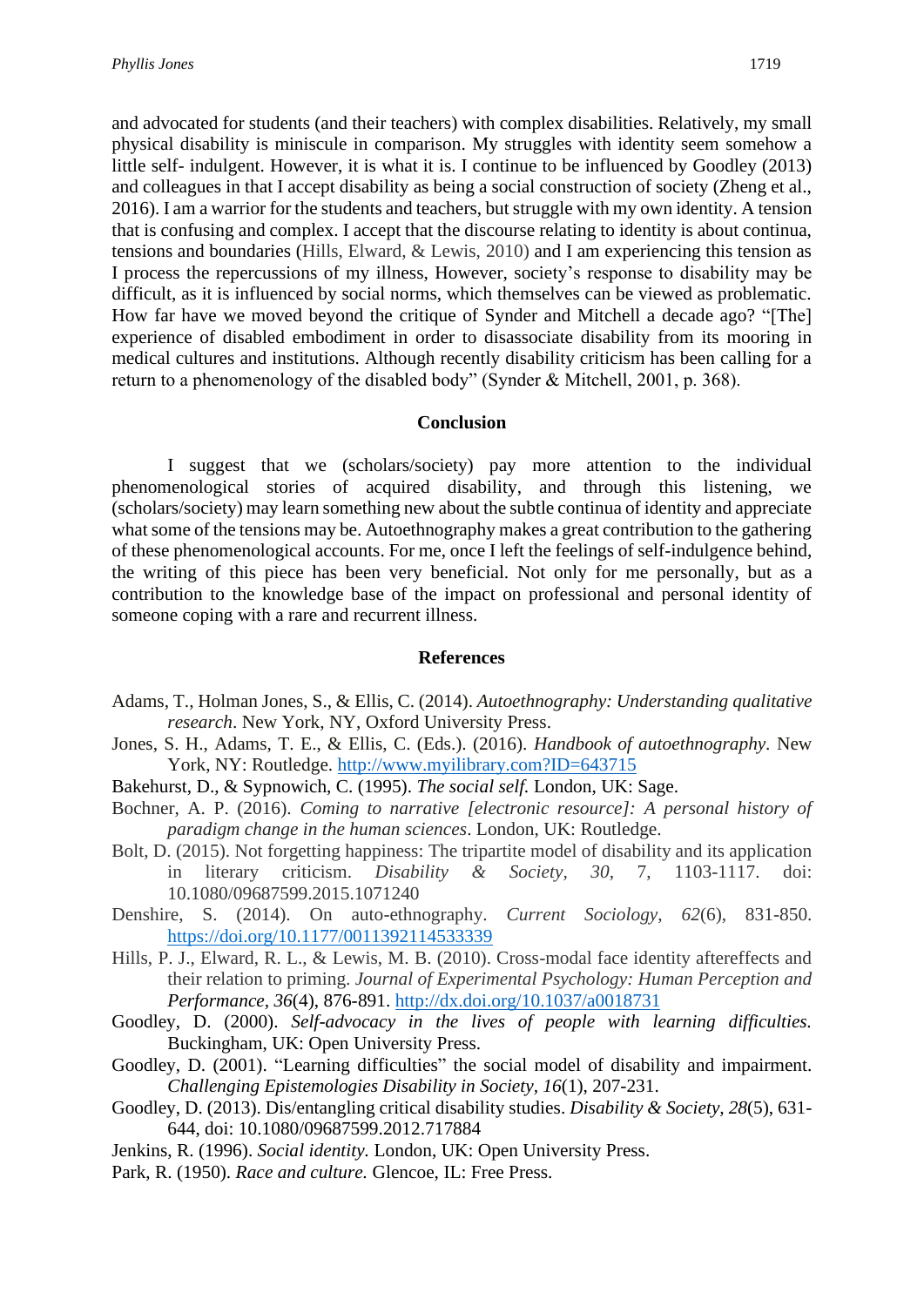and advocated for students (and their teachers) with complex disabilities. Relatively, my small physical disability is miniscule in comparison. My struggles with identity seem somehow a little self- indulgent. However, it is what it is. I continue to be influenced by Goodley (2013) and colleagues in that I accept disability as being a social construction of society (Zheng et al., 2016). I am a warrior for the students and teachers, but struggle with my own identity. A tension that is confusing and complex. I accept that the discourse relating to identity is about continua, tensions and boundaries (Hills, Elward, & Lewis, 2010) and I am experiencing this tension as I process the repercussions of my illness, However, society's response to disability may be difficult, as it is influenced by social norms, which themselves can be viewed as problematic. How far have we moved beyond the critique of Synder and Mitchell a decade ago? "[The] experience of disabled embodiment in order to disassociate disability from its mooring in medical cultures and institutions. Although recently disability criticism has been calling for a return to a phenomenology of the disabled body" (Synder & Mitchell, 2001, p. 368).

## Conclusion

I suggest that we (scholars/society) pay more attention to the individual phenomenological stories of acquired disability, and through this listening, we (scholars/society) may learn something new about the subtle continua of identity and appreciate what some of the tensions may be. Autoethnography makes a great contribution to the gathering of these phenomenological accounts. For me, once I left the feelings of self-indulgence behind, the writing of this piece has been very beneficial. Not only for me personally, but as a contribution to the knowledge base of the impact on professional and personal identity of someone coping with a rare and recurrent illness.

## References

Adams, T., Holman Jones, S., & Ellis, C. (2014). *Autoethnography: Understanding qualitative research*. New York, NY, Oxford University Press.

Jones, S. H., Adams, T. E., & Ellis, C. (Eds.). (2016). *Handbook of autoethnography*. New York, NY: Routledge. http://www.myilibrary.com?ID=643715

Bakehurst, D., & Sypnowich, C. (1995). *The social self.* London, UK: Sage.

Bochner, A. P. (2016). *Coming to narrative [electronic resource]: A personal history of paradigm change in the human sciences*. London, UK: Routledge.

Bolt, D. (2015). Not forgetting happiness: The tripartite model of disability and its application in literary criticism. *Disability & Society, 30*, 7, 1103-1117. doi: 10.1080/09687599.2015.1071240

Denshire, S. (2014). On auto-ethnography. *Current Sociology*, *62*(6), 831-850. https://doi.org/10.1177/0011392114533339

Hills, P. J., Elward, R. L., & Lewis, M. B. (2010). Cross-modal face identity aftereffects and their relation to priming. *Journal of Experimental Psychology: Human Perception and Performance, 36*(4), 876-891. http://dx.doi.org/10.1037/a0018731

Goodley, D. (2000). *Self-advocacy in the lives of people with learning difficulties.* Buckingham, UK: Open University Press.

Goodley, D. (2001). "Learning difficulties" the social model of disability and impairment. *Challenging Epistemologies Disability in Society*, *16*(1), 207-231.

Goodley, D. (2013). Dis/entangling critical disability studies. *Disability & Society, 28*(5), 631-644, doi: 10.1080/09687599.2012.717884

Jenkins, R. (1996). *Social identity.* London, UK: Open University Press.

Park, R. (1950). *Race and culture.* Glencoe, IL: Free Press.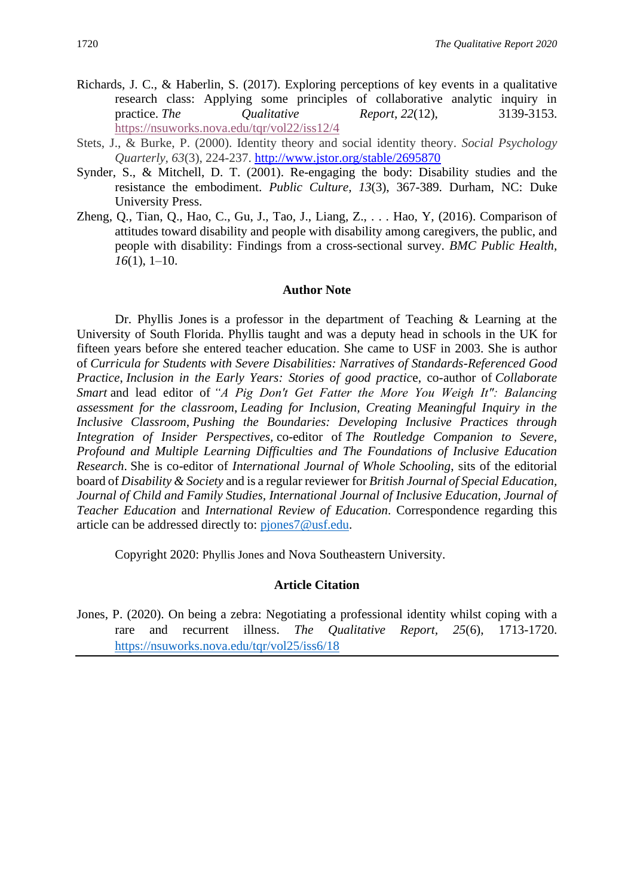Richards, J. C., & Haberlin, S. (2017). Exploring perceptions of key events in a qualitative research class: Applying some principles of collaborative analytic inquiry in practice. *The Qualitative Report*, *22*(12), 3139-3153. https://nsuworks.nova.edu/tqr/vol22/iss12/4

Stets, J., & Burke, P. (2000). Identity theory and social identity theory. *Social Psychology Quarterly*, *63*(3), 224-237. http://www.jstor.org/stable/2695870

Synder, S., & Mitchell, D. T. (2001). Re-engaging the body: Disability studies and the resistance the embodiment. *Public Culture, 13*(3), 367-389. Durham, NC: Duke University Press.

Zheng, Q., Tian, Q., Hao, C., Gu, J., Tao, J., Liang, Z., . . . Hao, Y, (2016). Comparison of attitudes toward disability and people with disability among caregivers, the public, and people with disability: Findings from a cross-sectional survey. *BMC Public Health*, *16*(1), 1–10.

## Author Note

Dr. Phyllis Jones is a professor in the department of Teaching & Learning at the University of South Florida. Phyllis taught and was a deputy head in schools in the UK for fifteen years before she entered teacher education. She came to USF in 2003. She is author of *Curricula for Students with Severe Disabilities: Narratives of Standards-Referenced Good Practice*, *Inclusion in the Early Years: Stories of good practic*e, co-author of *Collaborate Smart* and lead editor of *"A Pig Don't Get Fatter the More You Weigh It": Balancing assessment for the classroom*, *Leading for Inclusion, Creating Meaningful Inquiry in the Inclusive Classroom*, *Pushing the Boundaries: Developing Inclusive Practices through Integration of Insider Perspectives*, co-editor of *The Routledge Companion to Severe, Profound and Multiple Learning Difficulties and The Foundations of Inclusive Education Research*. She is co-editor of *International Journal of Whole Schooling*, sits of the editorial board of *Disability & Society* and is a regular reviewer for *British Journal of Special Education, Journal of Child and Family Studies, International Journal of Inclusive Education, Journal of Teacher Education* and *International Review of Education*. Correspondence regarding this article can be addressed directly to: pjones7@usf.edu.

Copyright 2020: Phyllis Jones and Nova Southeastern University.

## Article Citation

Jones, P. (2020). On being a zebra: Negotiating a professional identity whilst coping with a rare and recurrent illness. *The Qualitative Report*, *25*(6), 1713-1720. https://nsuworks.nova.edu/tqr/vol25/iss6/18